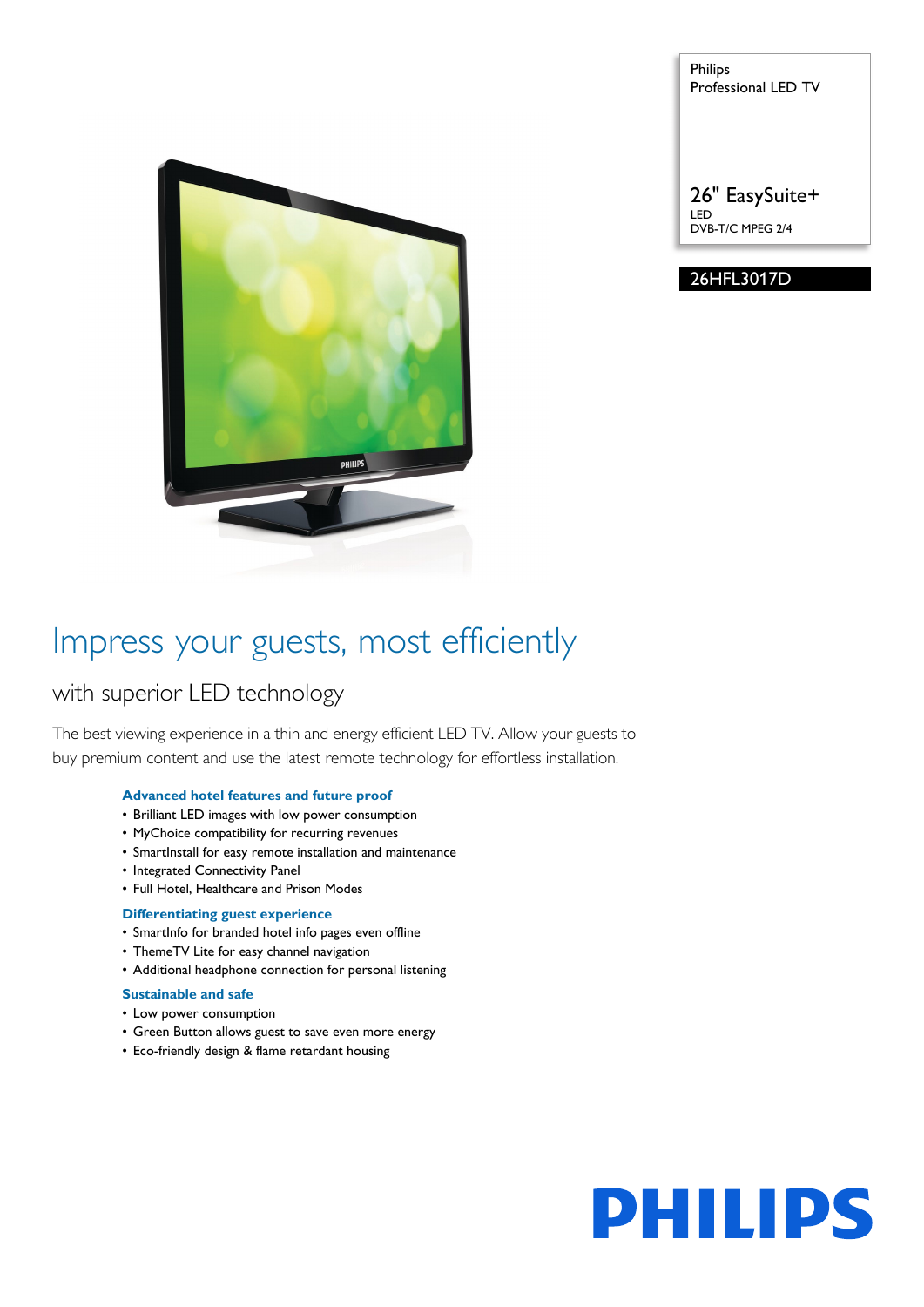Philips
Professional LED TV

26" EasySuite+
LED
DVB-T/C MPEG 2/4

26HFL3017D

# Impress your guests, most efficiently

## with superior LED technology

The best viewing experience in a thin and energy efficient LED TV. Allow your guests to buy premium content and use the latest remote technology for effortless installation.

### Advanced hotel features and future proof

- Brilliant LED images with low power consumption
- MyChoice compatibility for recurring revenues
- SmartInstall for easy remote installation and maintenance
- Integrated Connectivity Panel
- Full Hotel, Healthcare and Prison Modes

### Differentiating guest experience

- SmartInfo for branded hotel info pages even offline
- ThemeTV Lite for easy channel navigation
- Additional headphone connection for personal listening

### Sustainable and safe

- Low power consumption
- Green Button allows guest to save even more energy
- Eco-friendly design & flame retardant housing

PHILIPS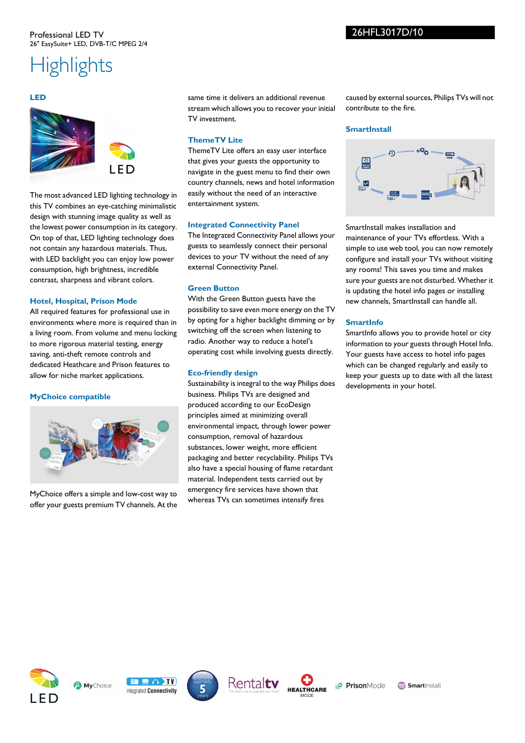Professional LED TV
26" EasySuite+ LED, DVB-T/C MPEG 2/4

26HFL3017D/10

# Highlights

### LED

The most advanced LED lighting technology in this TV combines an eye-catching minimalistic design with stunning image quality as well as the lowest power consumption in its category. On top of that, LED lighting technology does not contain any hazardous materials. Thus, with LED backlight you can enjoy low power consumption, high brightness, incredible contrast, sharpness and vibrant colors.

### Hotel, Hospital, Prison Mode

All required features for professional use in environments where more is required than in a living room. From volume and menu locking to more rigorous material testing, energy saving, anti-theft remote controls and dedicated Heathcare and Prison features to allow for niche market applications.

### MyChoice compatible

MyChoice offers a simple and low-cost way to offer your guests premium TV channels. At the same time it delivers an additional revenue stream which allows you to recover your initial TV investment.

### ThemeTV Lite

ThemeTV Lite offers an easy user interface that gives your guests the opportunity to navigate in the guest menu to find their own country channels, news and hotel information easily without the need of an interactive entertainment system.

### Integrated Connectivity Panel

The Integrated Connectivity Panel allows your guests to seamlessly connect their personal devices to your TV without the need of any external Connectivity Panel.

### Green Button

With the Green Button guests have the possibility to save even more energy on the TV by opting for a higher backlight dimming or by switching off the screen when listening to radio. Another way to reduce a hotel's operating cost while involving guests directly.

### Eco-friendly design

Sustainability is integral to the way Philips does business. Philips TVs are designed and produced according to our EcoDesign principles aimed at minimizing overall environmental impact, through lower power consumption, removal of hazardous substances, lower weight, more efficient packaging and better recyclability. Philips TVs also have a special housing of flame retardant material. Independent tests carried out by emergency fire services have shown that whereas TVs can sometimes intensify fires caused by external sources, Philips TVs will not contribute to the fire.

### SmartInstall

SmartInstall makes installation and maintenance of your TVs effortless. With a simple to use web tool, you can now remotely configure and install your TVs without visiting any rooms! This saves you time and makes sure your guests are not disturbed. Whether it is updating the hotel info pages or installing new channels, SmartInstall can handle all.

### SmartInfo

SmartInfo allows you to provide hotel or city information to your guests through Hotel Info. Your guests have access to hotel info pages which can be changed regularly and easily to keep your guests up to date with all the latest developments in your hotel.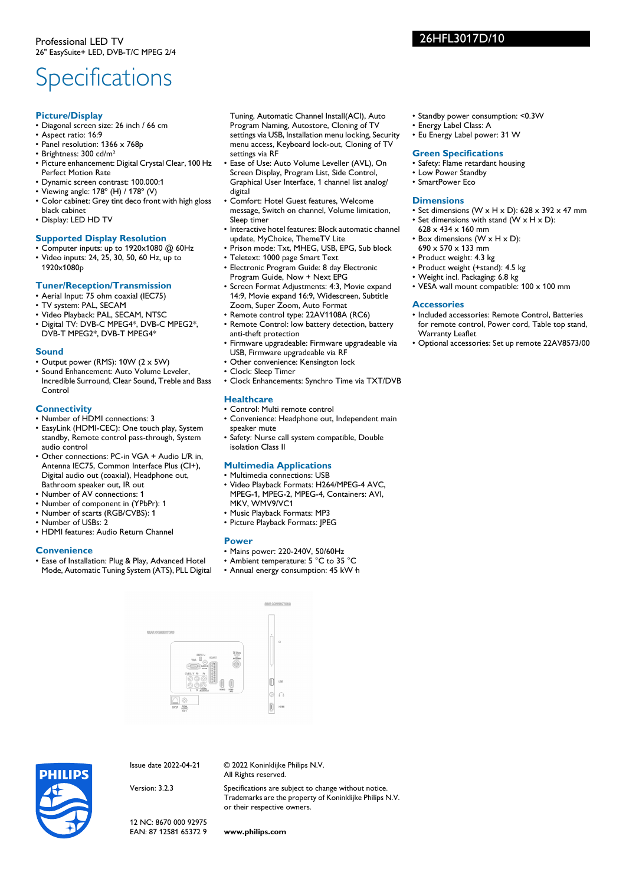Professional LED TV

26" EasySuite+ LED, DVB-T/C MPEG 2/4

26HFL3017D/10

# Specifications

## Picture/Display

- Diagonal screen size: 26 inch / 66 cm
- Aspect ratio: 16:9
- Panel resolution: 1366 x 768p
- Brightness: 300 cd/m²
- Picture enhancement: Digital Crystal Clear, 100 Hz Perfect Motion Rate
- Dynamic screen contrast: 100.000:1
- Viewing angle: 178º (H) / 178º (V)
- Color cabinet: Grey tint deco front with high gloss black cabinet
- Display: LED HD TV

## Supported Display Resolution

- Computer inputs: up to 1920x1080 @ 60Hz
- Video inputs: 24, 25, 30, 50, 60 Hz, up to 1920x1080p

## Tuner/Reception/Transmission

- Aerial Input: 75 ohm coaxial (IEC75)
- TV system: PAL, SECAM
- Video Playback: PAL, SECAM, NTSC
- Digital TV: DVB-C MPEG4*, DVB-C MPEG2*, DVB-T MPEG2*, DVB-T MPEG4*

## Sound

- Output power (RMS): 10W (2 x 5W)
- Sound Enhancement: Auto Volume Leveler, Incredible Surround, Clear Sound, Treble and Bass Control

## Connectivity

- Number of HDMI connections: 3
- EasyLink (HDMI-CEC): One touch play, System standby, Remote control pass-through, System audio control
- Other connections: PC-in VGA + Audio L/R in, Antenna IEC75, Common Interface Plus (CI+), Digital audio out (coaxial), Headphone out, Bathroom speaker out, IR out
- Number of AV connections: 1
- Number of component in (YPbPr): 1
- Number of scarts (RGB/CVBS): 1
- Number of USBs: 2
- HDMI features: Audio Return Channel

## Convenience

- Ease of Installation: Plug & Play, Advanced Hotel Mode, Automatic Tuning System (ATS), PLL Digital Tuning, Automatic Channel Install(ACI), Auto Program Naming, Autostore, Cloning of TV settings via USB, Installation menu locking, Security menu access, Keyboard lock-out, Cloning of TV settings via RF
- Ease of Use: Auto Volume Leveller (AVL), On Screen Display, Program List, Side Control, Graphical User Interface, 1 channel list analog/digital
- Comfort: Hotel Guest features, Welcome message, Switch on channel, Volume limitation, Sleep timer
- Interactive hotel features: Block automatic channel update, MyChoice, ThemeTV Lite
- Prison mode: Txt, MHEG, USB, EPG, Sub block
- Teletext: 1000 page Smart Text
- Electronic Program Guide: 8 day Electronic Program Guide, Now + Next EPG
- Screen Format Adjustments: 4:3, Movie expand 14:9, Movie expand 16:9, Widescreen, Subtitle Zoom, Super Zoom, Auto Format
- Remote control type: 22AV1108A (RC6)
- Remote Control: low battery detection, battery anti-theft protection
- Firmware upgradeable: Firmware upgradeable via USB, Firmware upgradeable via RF
- Other convenience: Kensington lock
- Clock: Sleep Timer
- Clock Enhancements: Synchro Time via TXT/DVB

## Healthcare

- Control: Multi remote control
- Convenience: Headphone out, Independent main speaker mute
- Safety: Nurse call system compatible, Double isolation Class II

## Multimedia Applications

- Multimedia connections: USB
- Video Playback Formats: H264/MPEG-4 AVC, MPEG-1, MPEG-2, MPEG-4, Containers: AVI, MKV, WMV9/VC1
- Music Playback Formats: MP3
- Picture Playback Formats: JPEG

## Power

- Mains power: 220-240V, 50/60Hz
- Ambient temperature: 5 °C to 35 °C
- Annual energy consumption: 45 kW·h
- Standby power consumption: <0.3W
- Energy Label Class: A
- Eu Energy Label power: 31 W

## Green Specifications

- Safety: Flame retardant housing
- Low Power Standby
- SmartPower Eco

## Dimensions

- Set dimensions (W x H x D): 628 x 392 x 47 mm
- Set dimensions with stand (W x H x D): 628 x 434 x 160 mm
- Box dimensions (W x H x D): 690 x 570 x 133 mm
- Product weight: 4.3 kg
- Product weight (+stand): 4.5 kg
- Weight incl. Packaging: 6.8 kg
- VESA wall mount compatible: 100 x 100 mm

## Accessories

- Included accessories: Remote Control, Batteries for remote control, Power cord, Table top stand, Warranty Leaflet
- Optional accessories: Set up remote 22AV8573/00

Issue date 2022-04-21

Version: 3.2.3

12 NC: 8670 000 92975
EAN: 87 12581 65372 9

© 2022 Koninklijke Philips N.V.
All Rights reserved.

Specifications are subject to change without notice. Trademarks are the property of Koninklijke Philips N.V. or their respective owners.

www.philips.com